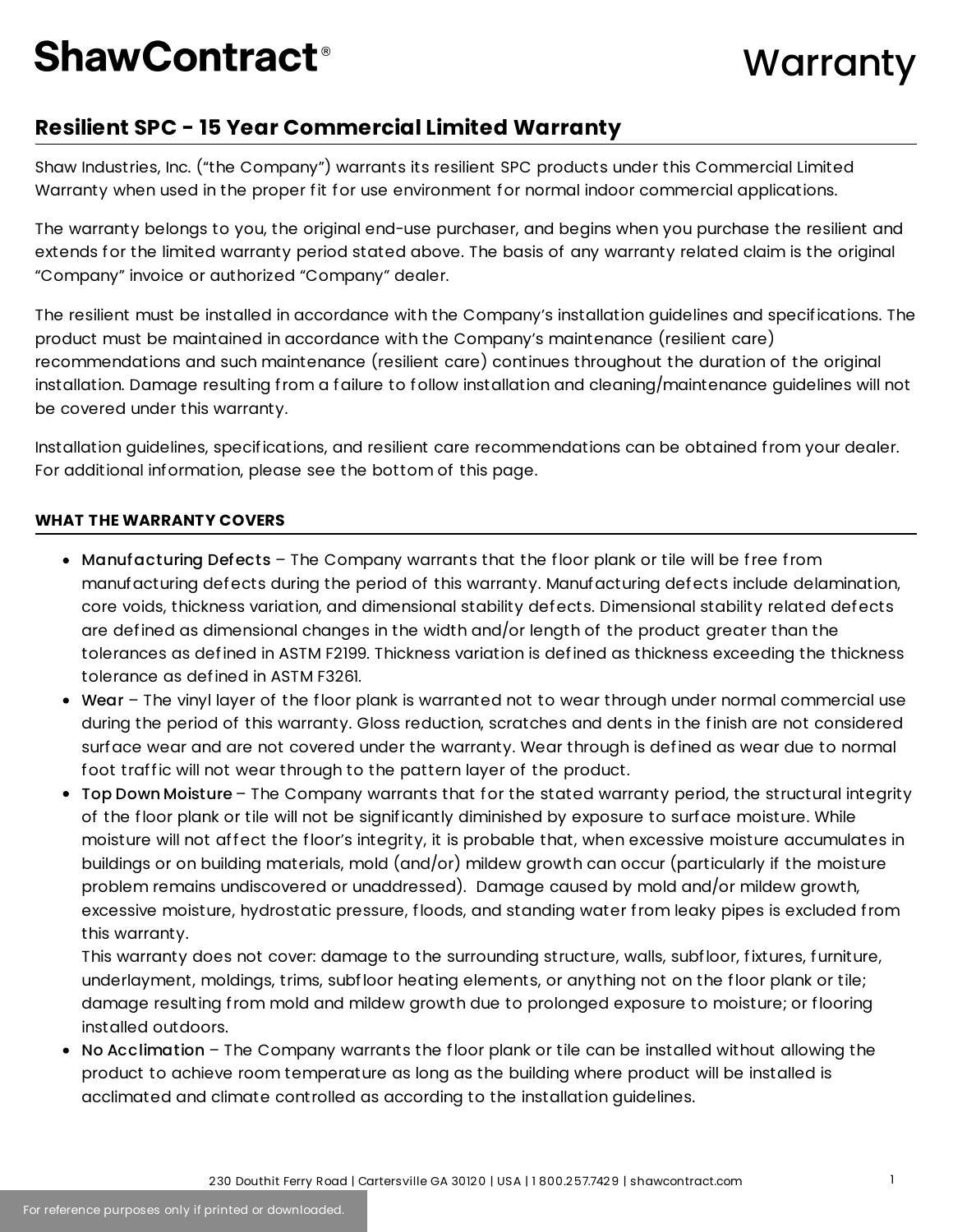# ShawContract®

# Warranty

## Resilient SPC - 15 Year Commercial Limited Warranty

Shaw Industries, Inc. ("the Company") warrants its resilient SPC products under this Commercial Limited Warranty when used in the proper fit for use environment for normal indoor commercial applications.

The warranty belongs to you, the original end-use purchaser, and begins when you purchase the resilient and extends for the limited warranty period stated above. The basis of any warranty related claim is the original "Company" invoice or authorized "Company" dealer.

The resilient must be installed in accordance with the Company's installation guidelines and specifications. The product must be maintained in accordance with the Company's maintenance (resilient care) recommendations and such maintenance (resilient care) continues throughout the duration of the original installation. Damage resulting from a failure to follow installation and cleaning/maintenance guidelines will not be covered under this warranty.

Installation guidelines, specifications, and resilient care recommendations can be obtained from your dealer. For additional information, please see the bottom of this page.

### WHAT THE WARRANTY COVERS

- Manufacturing Defects – The Company warrants that the floor plank or tile will be free from manufacturing defects during the period of this warranty. Manufacturing defects include delamination, core voids, thickness variation, and dimensional stability defects. Dimensional stability related defects are defined as dimensional changes in the width and/or length of the product greater than the tolerances as defined in ASTM F2199. Thickness variation is defined as thickness exceeding the thickness tolerance as defined in ASTM F3261.
- Wear – The vinyl layer of the floor plank is warranted not to wear through under normal commercial use during the period of this warranty. Gloss reduction, scratches and dents in the finish are not considered surface wear and are not covered under the warranty. Wear through is defined as wear due to normal foot traffic will not wear through to the pattern layer of the product.
- Top Down Moisture – The Company warrants that for the stated warranty period, the structural integrity of the floor plank or tile will not be significantly diminished by exposure to surface moisture. While moisture will not affect the floor's integrity, it is probable that, when excessive moisture accumulates in buildings or on building materials, mold (and/or) mildew growth can occur (particularly if the moisture problem remains undiscovered or unaddressed). Damage caused by mold and/or mildew growth, excessive moisture, hydrostatic pressure, floods, and standing water from leaky pipes is excluded from this warranty.

  This warranty does not cover: damage to the surrounding structure, walls, subfloor, fixtures, furniture, underlayment, moldings, trims, subfloor heating elements, or anything not on the floor plank or tile; damage resulting from mold and mildew growth due to prolonged exposure to moisture; or flooring installed outdoors.
- No Acclimation – The Company warrants the floor plank or tile can be installed without allowing the product to achieve room temperature as long as the building where product will be installed is acclimated and climate controlled as according to the installation guidelines.

230 Douthit Ferry Road | Cartersville GA 30120 | USA | 1 800.257.7429 | shawcontract.com

For reference purposes only if printed or downloaded.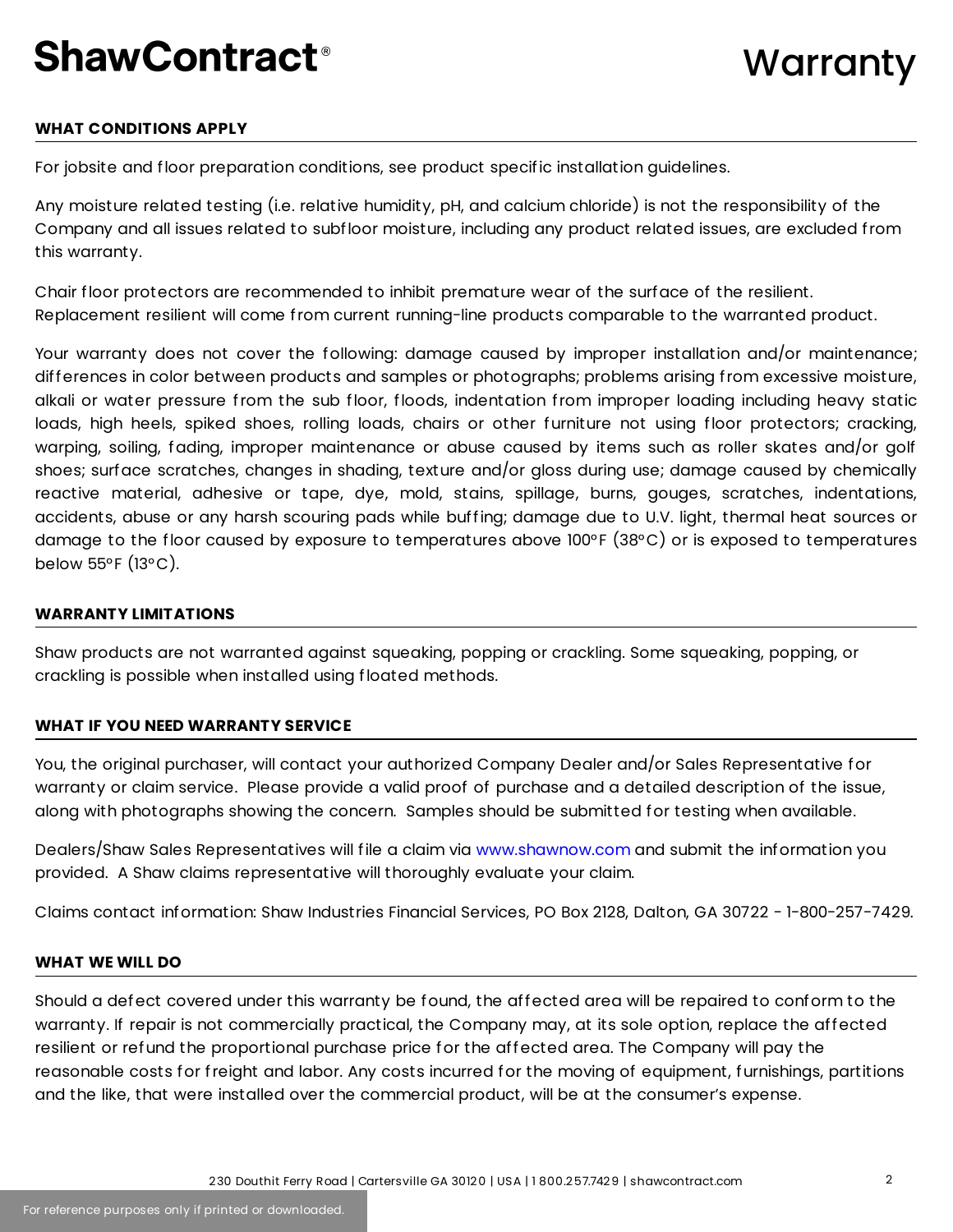## WHAT CONDITIONS APPLY

For jobsite and floor preparation conditions, see product specific installation guidelines.

Any moisture related testing (i.e. relative humidity, pH, and calcium chloride) is not the responsibility of the Company and all issues related to subfloor moisture, including any product related issues, are excluded from this warranty.

Chair floor protectors are recommended to inhibit premature wear of the surface of the resilient. Replacement resilient will come from current running-line products comparable to the warranted product.

Your warranty does not cover the following: damage caused by improper installation and/or maintenance; differences in color between products and samples or photographs; problems arising from excessive moisture, alkali or water pressure from the sub floor, floods, indentation from improper loading including heavy static loads, high heels, spiked shoes, rolling loads, chairs or other furniture not using floor protectors; cracking, warping, soiling, fading, improper maintenance or abuse caused by items such as roller skates and/or golf shoes; surface scratches, changes in shading, texture and/or gloss during use; damage caused by chemically reactive material, adhesive or tape, dye, mold, stains, spillage, burns, gouges, scratches, indentations, accidents, abuse or any harsh scouring pads while buffing; damage due to U.V. light, thermal heat sources or damage to the floor caused by exposure to temperatures above 100°F (38°C) or is exposed to temperatures below 55°F (13°C).

## WARRANTY LIMITATIONS

Shaw products are not warranted against squeaking, popping or crackling. Some squeaking, popping, or crackling is possible when installed using floated methods.

## WHAT IF YOU NEED WARRANTY SERVICE

You, the original purchaser, will contact your authorized Company Dealer and/or Sales Representative for warranty or claim service. Please provide a valid proof of purchase and a detailed description of the issue, along with photographs showing the concern. Samples should be submitted for testing when available.

Dealers/Shaw Sales Representatives will file a claim via www.shawnow.com and submit the information you provided. A Shaw claims representative will thoroughly evaluate your claim.

Claims contact information: Shaw Industries Financial Services, PO Box 2128, Dalton, GA 30722 - 1-800-257-7429.

## WHAT WE WILL DO

Should a defect covered under this warranty be found, the affected area will be repaired to conform to the warranty. If repair is not commercially practical, the Company may, at its sole option, replace the affected resilient or refund the proportional purchase price for the affected area. The Company will pay the reasonable costs for freight and labor. Any costs incurred for the moving of equipment, furnishings, partitions and the like, that were installed over the commercial product, will be at the consumer's expense.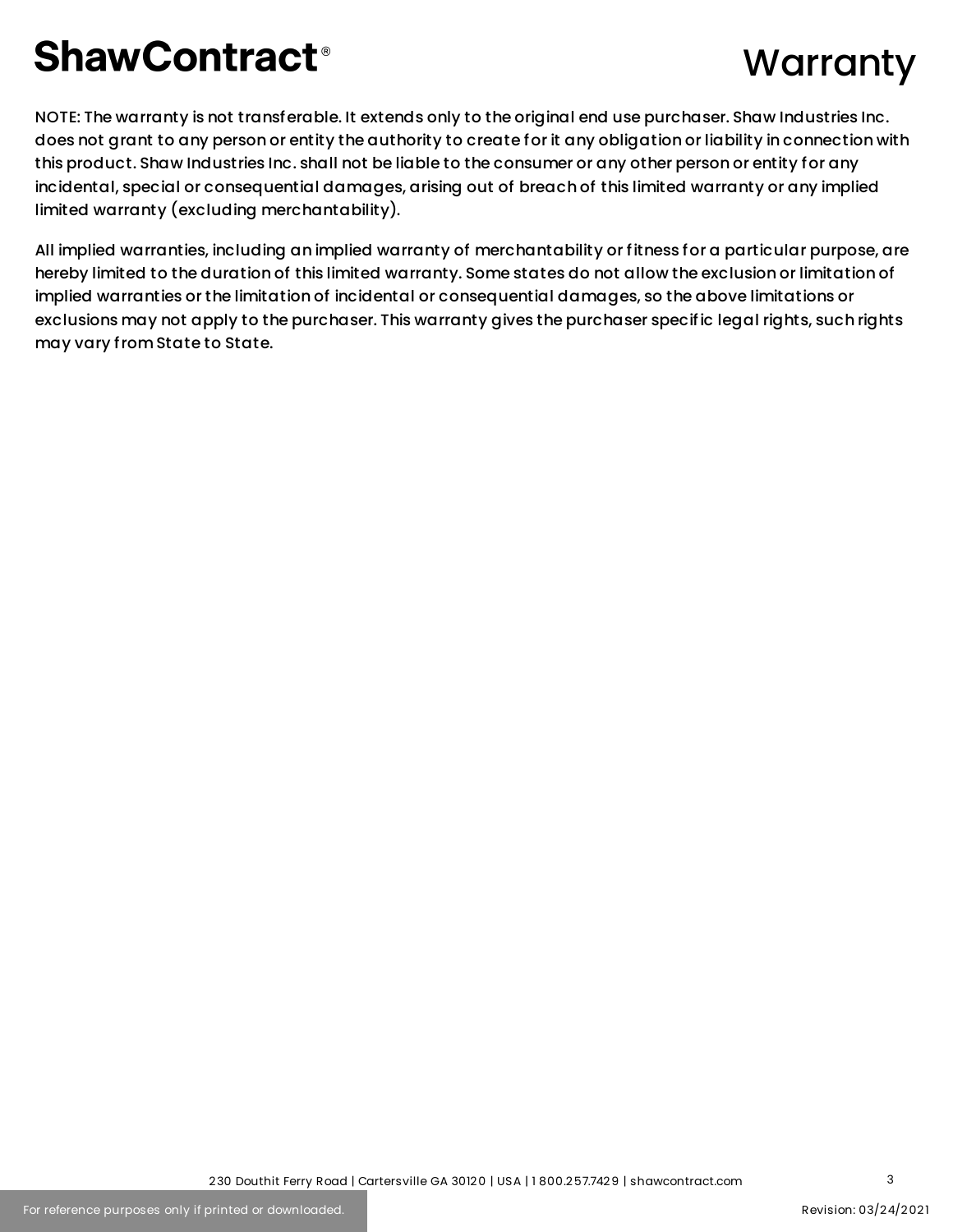NOTE: The warranty is not transferable. It extends only to the original end use purchaser. Shaw Industries Inc. does not grant to any person or entity the authority to create for it any obligation or liability in connection with this product. Shaw Industries Inc. shall not be liable to the consumer or any other person or entity for any incidental, special or consequential damages, arising out of breach of this limited warranty or any implied limited warranty (excluding merchantability).

All implied warranties, including an implied warranty of merchantability or fitness for a particular purpose, are hereby limited to the duration of this limited warranty. Some states do not allow the exclusion or limitation of implied warranties or the limitation of incidental or consequential damages, so the above limitations or exclusions may not apply to the purchaser. This warranty gives the purchaser specific legal rights, such rights may vary from State to State.